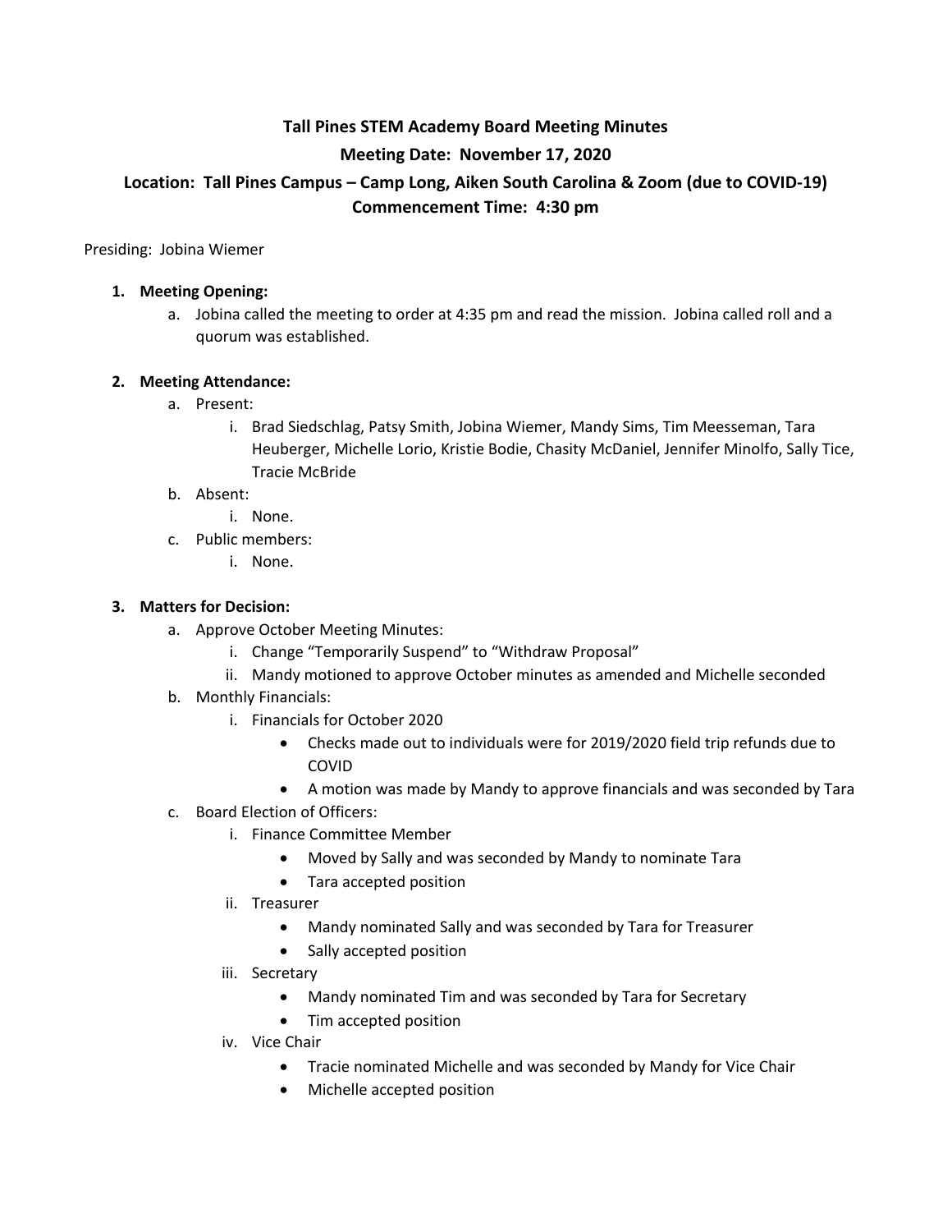# Tall Pines STEM Academy Board Meeting Minutes

## Meeting Date: November 17, 2020

## Location: Tall Pines Campus – Camp Long, Aiken South Carolina & Zoom (due to COVID-19)

## Commencement Time: 4:30 pm

Presiding: Jobina Wiemer

1. **Meeting Opening:**
   a. Jobina called the meeting to order at 4:35 pm and read the mission. Jobina called roll and a quorum was established.

2. **Meeting Attendance:**
   a. Present:
      i. Brad Siedschlag, Patsy Smith, Jobina Wiemer, Mandy Sims, Tim Meesseman, Tara Heuberger, Michelle Lorio, Kristie Bodie, Chasity McDaniel, Jennifer Minolfo, Sally Tice, Tracie McBride
   
   b. Absent:
      i. None.
   
   c. Public members:
      i. None.

3. **Matters for Decision:**
   a. Approve October Meeting Minutes:
      i. Change "Temporarily Suspend" to "Withdraw Proposal"
      ii. Mandy motioned to approve October minutes as amended and Michelle seconded
   
   b. Monthly Financials:
      i. Financials for October 2020
         - Checks made out to individuals were for 2019/2020 field trip refunds due to COVID
         - A motion was made by Mandy to approve financials and was seconded by Tara
   
   c. Board Election of Officers:
      i. Finance Committee Member
         - Moved by Sally and was seconded by Mandy to nominate Tara
         - Tara accepted position
      
      ii. Treasurer
         - Mandy nominated Sally and was seconded by Tara for Treasurer
         - Sally accepted position
      
      iii. Secretary
         - Mandy nominated Tim and was seconded by Tara for Secretary
         - Tim accepted position
      
      iv. Vice Chair
         - Tracie nominated Michelle and was seconded by Mandy for Vice Chair
         - Michelle accepted position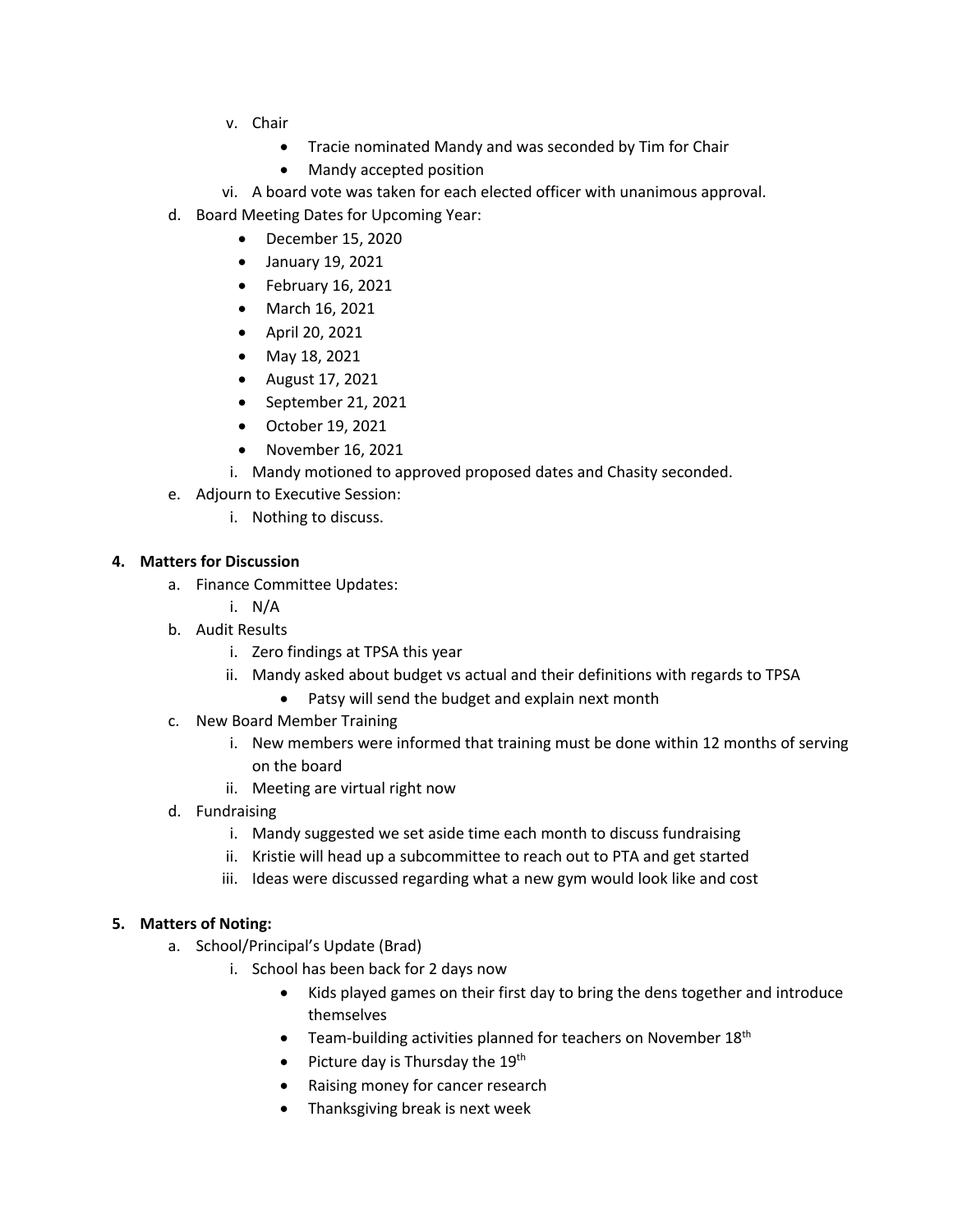v. Chair
    - Tracie nominated Mandy and was seconded by Tim for Chair
    - Mandy accepted position

vi. A board vote was taken for each elected officer with unanimous approval.

d. Board Meeting Dates for Upcoming Year:
    - December 15, 2020
    - January 19, 2021
    - February 16, 2021
    - March 16, 2021
    - April 20, 2021
    - May 18, 2021
    - August 17, 2021
    - September 21, 2021
    - October 19, 2021
    - November 16, 2021

    i. Mandy motioned to approved proposed dates and Chasity seconded.

e. Adjourn to Executive Session:
    i. Nothing to discuss.

**4. Matters for Discussion**

a. Finance Committee Updates:
    i. N/A

b. Audit Results
    i. Zero findings at TPSA this year
    ii. Mandy asked about budget vs actual and their definitions with regards to TPSA
        - Patsy will send the budget and explain next month

c. New Board Member Training
    i. New members were informed that training must be done within 12 months of serving on the board
    ii. Meeting are virtual right now

d. Fundraising
    i. Mandy suggested we set aside time each month to discuss fundraising
    ii. Kristie will head up a subcommittee to reach out to PTA and get started
    iii. Ideas were discussed regarding what a new gym would look like and cost

**5. Matters of Noting:**

a. School/Principal's Update (Brad)
    i. School has been back for 2 days now
        - Kids played games on their first day to bring the dens together and introduce themselves
        - Team-building activities planned for teachers on November 18th
        - Picture day is Thursday the 19th
        - Raising money for cancer research
        - Thanksgiving break is next week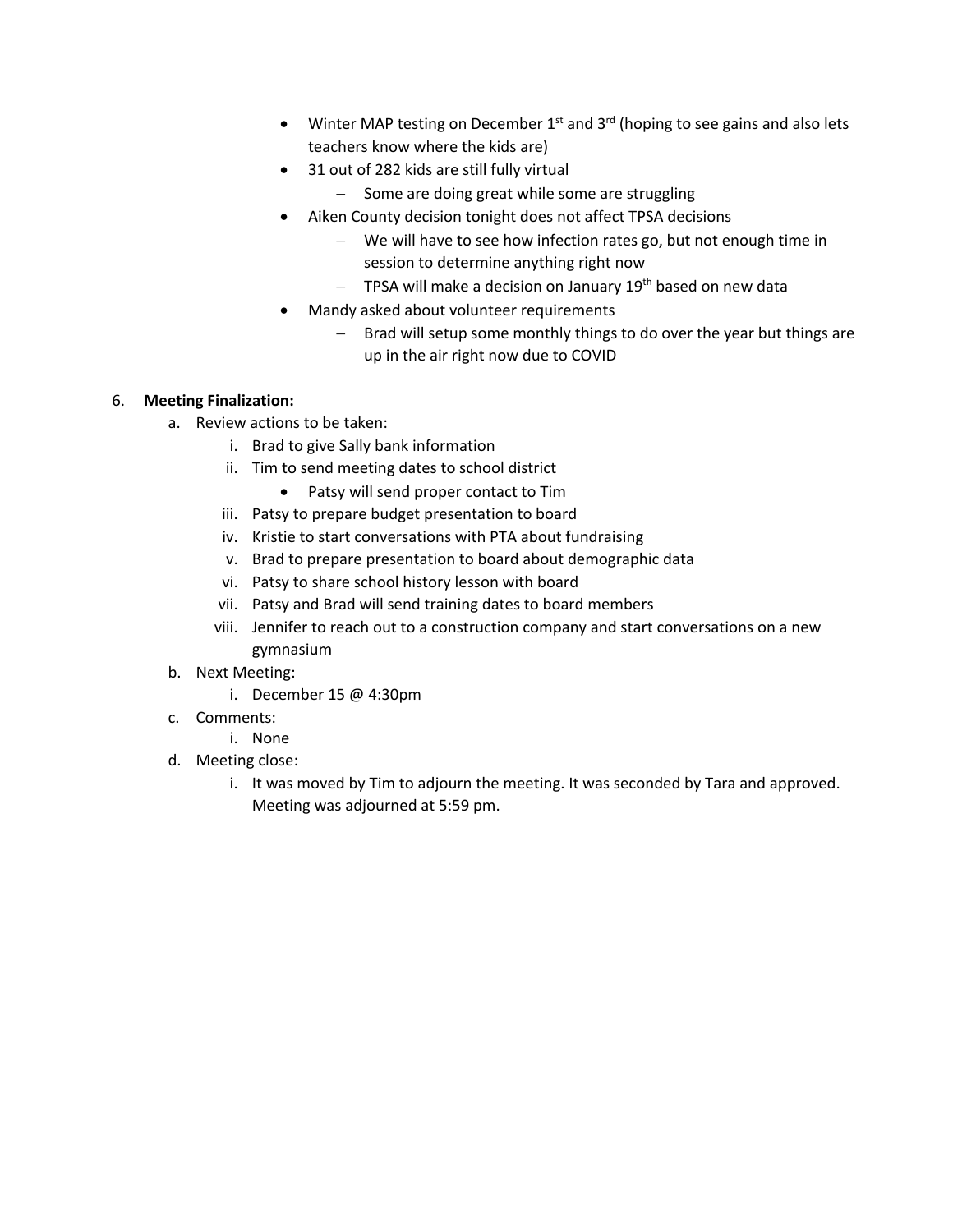- Winter MAP testing on December 1st and 3rd (hoping to see gains and also lets teachers know where the kids are)
- 31 out of 282 kids are still fully virtual
  - Some are doing great while some are struggling
- Aiken County decision tonight does not affect TPSA decisions
  - We will have to see how infection rates go, but not enough time in session to determine anything right now
  - TPSA will make a decision on January 19th based on new data
- Mandy asked about volunteer requirements
  - Brad will setup some monthly things to do over the year but things are up in the air right now due to COVID

6. **Meeting Finalization:**
   a. Review actions to be taken:
      i. Brad to give Sally bank information
      ii. Tim to send meeting dates to school district
         - Patsy will send proper contact to Tim
      iii. Patsy to prepare budget presentation to board
      iv. Kristie to start conversations with PTA about fundraising
      v. Brad to prepare presentation to board about demographic data
      vi. Patsy to share school history lesson with board
      vii. Patsy and Brad will send training dates to board members
      viii. Jennifer to reach out to a construction company and start conversations on a new gymnasium
   b. Next Meeting:
      i. December 15 @ 4:30pm
   c. Comments:
      i. None
   d. Meeting close:
      i. It was moved by Tim to adjourn the meeting. It was seconded by Tara and approved. Meeting was adjourned at 5:59 pm.